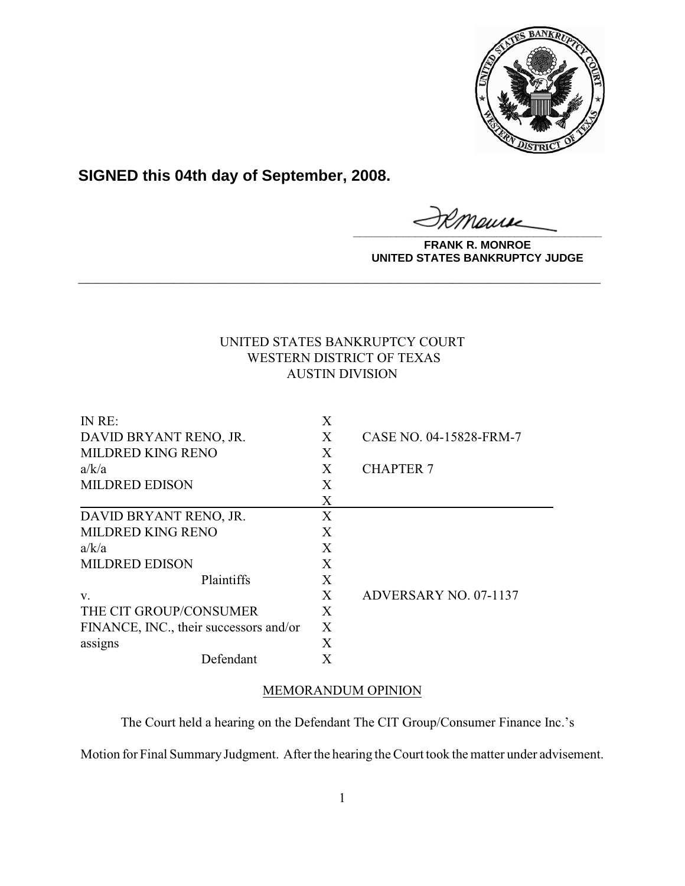**SIGNED this 04th day of September, 2008.**

**FRANK R. MONROE**
**UNITED STATES BANKRUPTCY JUDGE**

---

UNITED STATES BANKRUPTCY COURT
WESTERN DISTRICT OF TEXAS
AUSTIN DIVISION

| | | |
|---|---|---|
| IN RE: | X | |
| DAVID BRYANT RENO, JR. | X | CASE NO. 04-15828-FRM-7 |
| MILDRED KING RENO | X | |
| a/k/a | X | CHAPTER 7 |
| MILDRED EDISON | X | |
| | X | |
| DAVID BRYANT RENO, JR. | X | |
| MILDRED KING RENO | X | |
| a/k/a | X | |
| MILDRED EDISON | X | |
| Plaintiffs | X | |
| v. | X | ADVERSARY NO. 07-1137 |
| THE CIT GROUP/CONSUMER | X | |
| FINANCE, INC., their successors and/or | X | |
| assigns | X | |
| Defendant | X | |

MEMORANDUM OPINION

The Court held a hearing on the Defendant The CIT Group/Consumer Finance Inc.'s Motion for Final Summary Judgment. After the hearing the Court took the matter under advisement.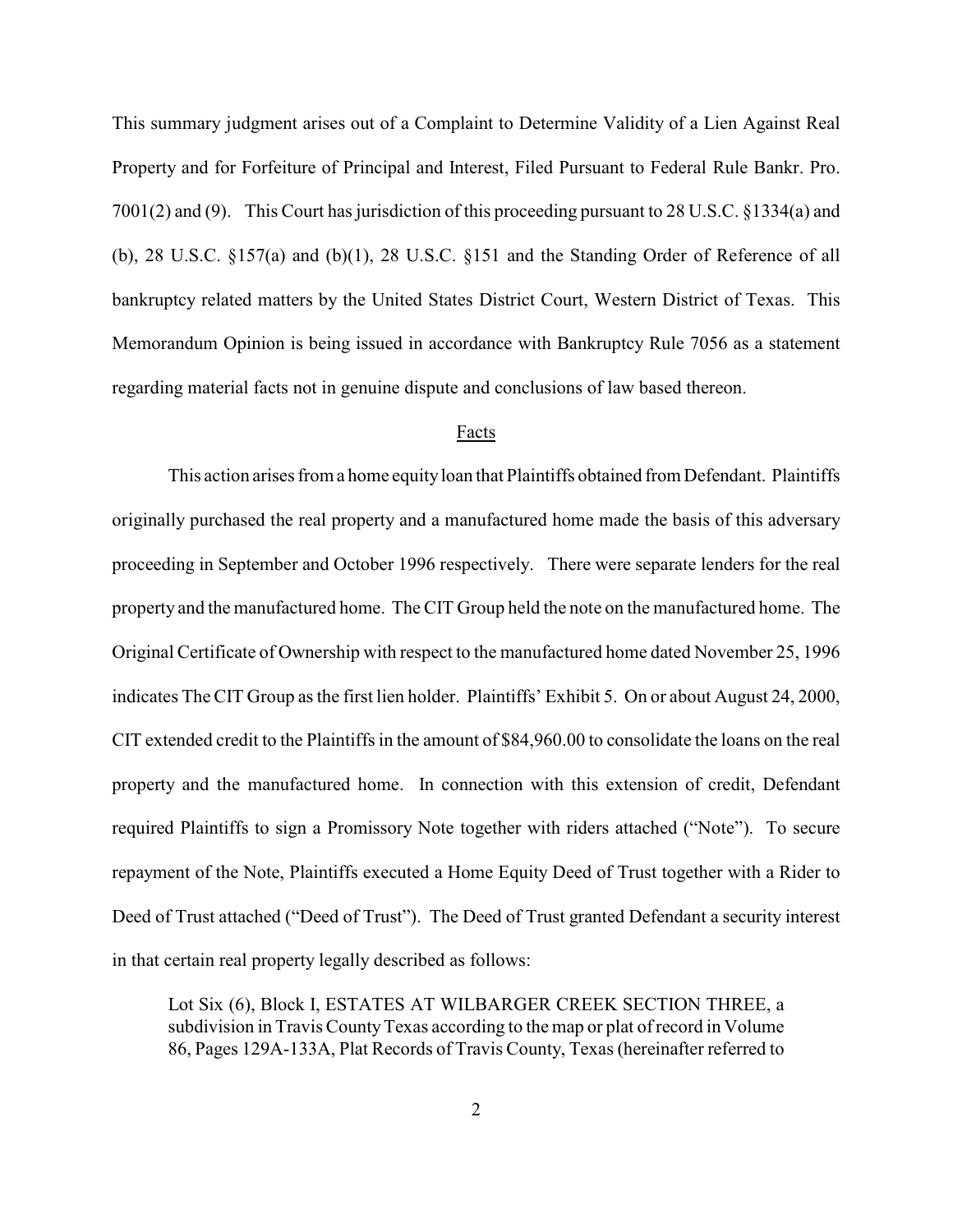This summary judgment arises out of a Complaint to Determine Validity of a Lien Against Real Property and for Forfeiture of Principal and Interest, Filed Pursuant to Federal Rule Bankr. Pro. 7001(2) and (9). This Court has jurisdiction of this proceeding pursuant to 28 U.S.C. §1334(a) and (b), 28 U.S.C. §157(a) and (b)(1), 28 U.S.C. §151 and the Standing Order of Reference of all bankruptcy related matters by the United States District Court, Western District of Texas. This Memorandum Opinion is being issued in accordance with Bankruptcy Rule 7056 as a statement regarding material facts not in genuine dispute and conclusions of law based thereon.

## Facts

This action arises from a home equity loan that Plaintiffs obtained from Defendant. Plaintiffs originally purchased the real property and a manufactured home made the basis of this adversary proceeding in September and October 1996 respectively. There were separate lenders for the real property and the manufactured home. The CIT Group held the note on the manufactured home. The Original Certificate of Ownership with respect to the manufactured home dated November 25, 1996 indicates The CIT Group as the first lien holder. Plaintiffs' Exhibit 5. On or about August 24, 2000, CIT extended credit to the Plaintiffs in the amount of $84,960.00 to consolidate the loans on the real property and the manufactured home. In connection with this extension of credit, Defendant required Plaintiffs to sign a Promissory Note together with riders attached ("Note"). To secure repayment of the Note, Plaintiffs executed a Home Equity Deed of Trust together with a Rider to Deed of Trust attached ("Deed of Trust"). The Deed of Trust granted Defendant a security interest in that certain real property legally described as follows:

> Lot Six (6), Block I, ESTATES AT WILBARGER CREEK SECTION THREE, a subdivision in Travis County Texas according to the map or plat of record in Volume 86, Pages 129A-133A, Plat Records of Travis County, Texas (hereinafter referred to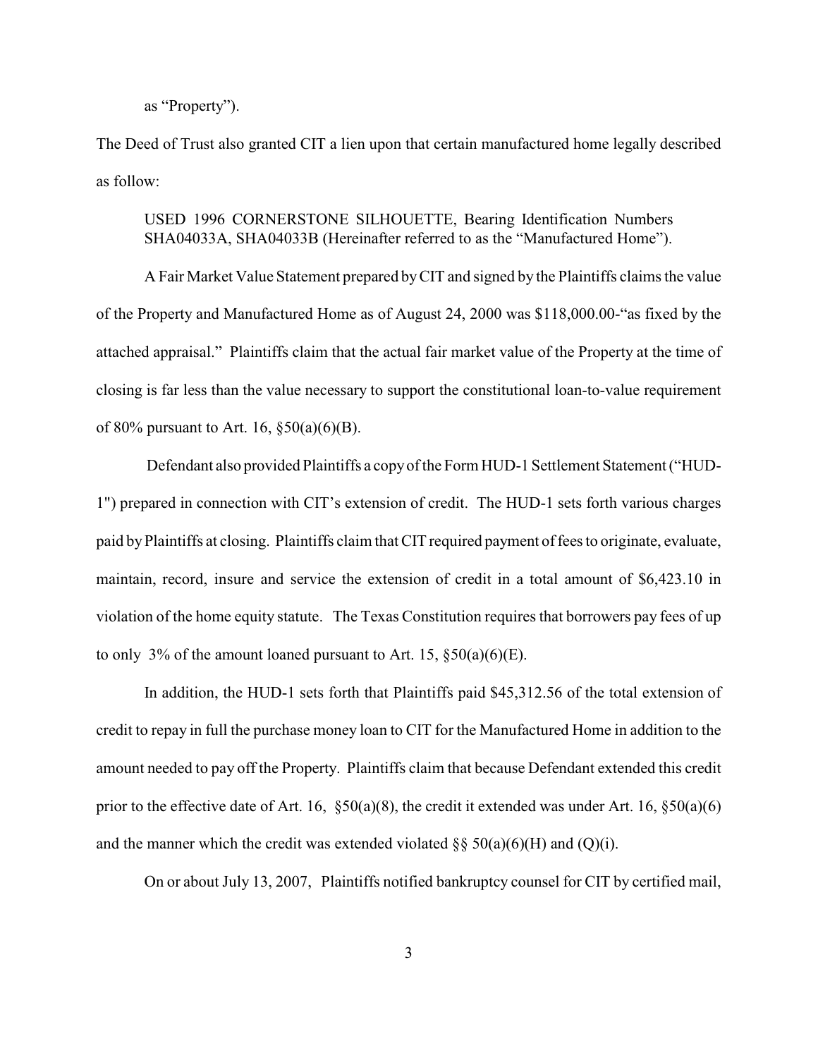as “Property”).

The Deed of Trust also granted CIT a lien upon that certain manufactured home legally described as follow:

> USED 1996 CORNERSTONE SILHOUETTE, Bearing Identification Numbers SHA04033A, SHA04033B (Hereinafter referred to as the “Manufactured Home”).

A Fair Market Value Statement prepared by CIT and signed by the Plaintiffs claims the value of the Property and Manufactured Home as of August 24, 2000 was $118,000.00-“as fixed by the attached appraisal.” Plaintiffs claim that the actual fair market value of the Property at the time of closing is far less than the value necessary to support the constitutional loan-to-value requirement of 80% pursuant to Art. 16, §50(a)(6)(B).

Defendant also provided Plaintiffs a copy of the Form HUD-1 Settlement Statement (“HUD-1") prepared in connection with CIT’s extension of credit. The HUD-1 sets forth various charges paid by Plaintiffs at closing. Plaintiffs claim that CIT required payment of fees to originate, evaluate, maintain, record, insure and service the extension of credit in a total amount of $6,423.10 in violation of the home equity statute. The Texas Constitution requires that borrowers pay fees of up to only 3% of the amount loaned pursuant to Art. 15, §50(a)(6)(E).

In addition, the HUD-1 sets forth that Plaintiffs paid $45,312.56 of the total extension of credit to repay in full the purchase money loan to CIT for the Manufactured Home in addition to the amount needed to pay off the Property. Plaintiffs claim that because Defendant extended this credit prior to the effective date of Art. 16, §50(a)(8), the credit it extended was under Art. 16, §50(a)(6) and the manner which the credit was extended violated §§ 50(a)(6)(H) and (Q)(i).

On or about July 13, 2007, Plaintiffs notified bankruptcy counsel for CIT by certified mail,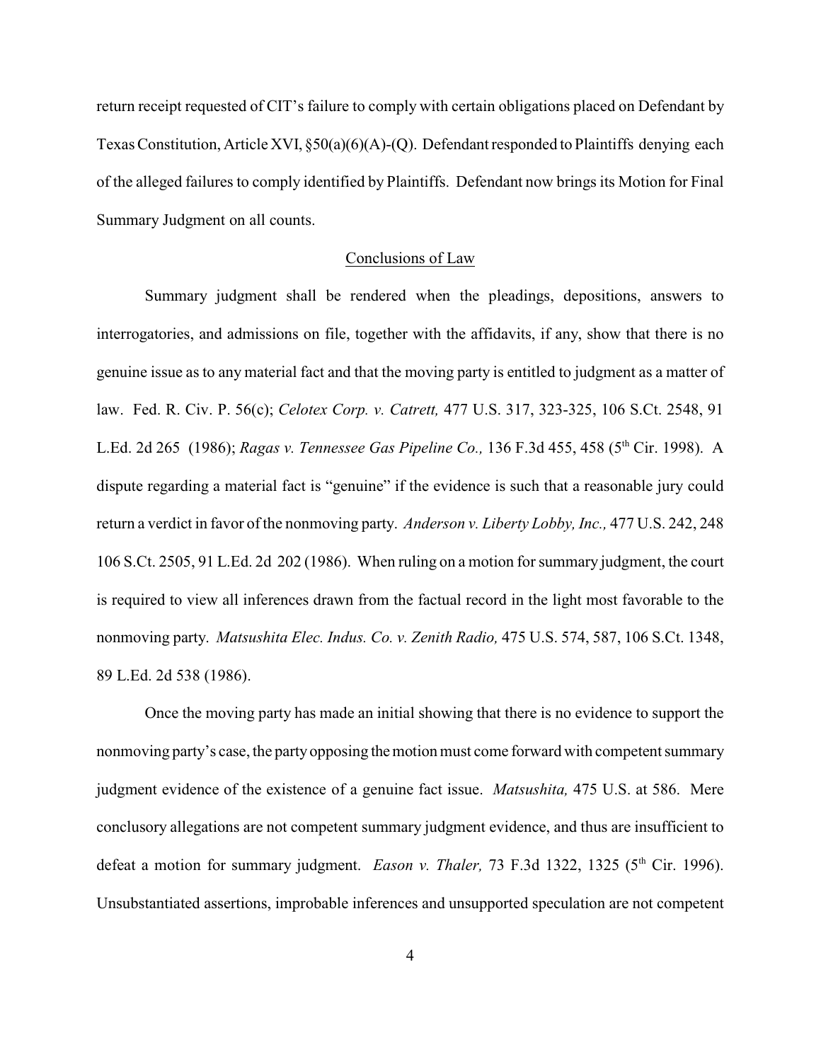return receipt requested of CIT's failure to comply with certain obligations placed on Defendant by Texas Constitution, Article XVI, §50(a)(6)(A)-(Q). Defendant responded to Plaintiffs denying each of the alleged failures to comply identified by Plaintiffs. Defendant now brings its Motion for Final Summary Judgment on all counts.

## Conclusions of Law

Summary judgment shall be rendered when the pleadings, depositions, answers to interrogatories, and admissions on file, together with the affidavits, if any, show that there is no genuine issue as to any material fact and that the moving party is entitled to judgment as a matter of law. Fed. R. Civ. P. 56(c); *Celotex Corp. v. Catrett,* 477 U.S. 317, 323-325, 106 S.Ct. 2548, 91 L.Ed. 2d 265 (1986); *Ragas v. Tennessee Gas Pipeline Co.,* 136 F.3d 455, 458 (5th Cir. 1998). A dispute regarding a material fact is "genuine" if the evidence is such that a reasonable jury could return a verdict in favor of the nonmoving party. *Anderson v. Liberty Lobby, Inc.,* 477 U.S. 242, 248 106 S.Ct. 2505, 91 L.Ed. 2d 202 (1986). When ruling on a motion for summary judgment, the court is required to view all inferences drawn from the factual record in the light most favorable to the nonmoving party. *Matsushita Elec. Indus. Co. v. Zenith Radio,* 475 U.S. 574, 587, 106 S.Ct. 1348, 89 L.Ed. 2d 538 (1986).

Once the moving party has made an initial showing that there is no evidence to support the nonmoving party's case, the party opposing the motion must come forward with competent summary judgment evidence of the existence of a genuine fact issue. *Matsushita,* 475 U.S. at 586. Mere conclusory allegations are not competent summary judgment evidence, and thus are insufficient to defeat a motion for summary judgment. *Eason v. Thaler,* 73 F.3d 1322, 1325 (5th Cir. 1996). Unsubstantiated assertions, improbable inferences and unsupported speculation are not competent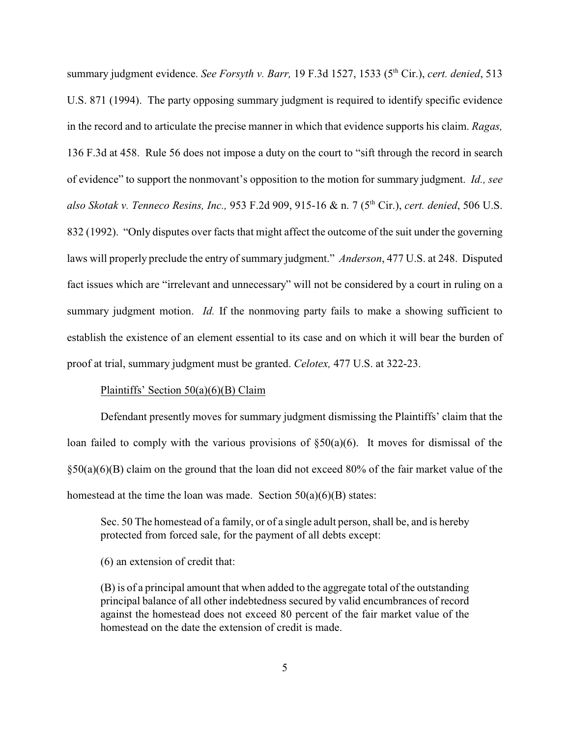summary judgment evidence. *See Forsyth v. Barr,* 19 F.3d 1527, 1533 (5th Cir.), *cert. denied*, 513 U.S. 871 (1994). The party opposing summary judgment is required to identify specific evidence in the record and to articulate the precise manner in which that evidence supports his claim. *Ragas,* 136 F.3d at 458. Rule 56 does not impose a duty on the court to "sift through the record in search of evidence" to support the nonmovant's opposition to the motion for summary judgment. *Id., see also Skotak v. Tenneco Resins, Inc.,* 953 F.2d 909, 915-16 & n. 7 (5th Cir.), *cert. denied*, 506 U.S. 832 (1992). "Only disputes over facts that might affect the outcome of the suit under the governing laws will properly preclude the entry of summary judgment." *Anderson*, 477 U.S. at 248. Disputed fact issues which are "irrelevant and unnecessary" will not be considered by a court in ruling on a summary judgment motion. *Id.* If the nonmoving party fails to make a showing sufficient to establish the existence of an element essential to its case and on which it will bear the burden of proof at trial, summary judgment must be granted. *Celotex,* 477 U.S. at 322-23.

Plaintiffs' Section 50(a)(6)(B) Claim

Defendant presently moves for summary judgment dismissing the Plaintiffs' claim that the loan failed to comply with the various provisions of §50(a)(6). It moves for dismissal of the §50(a)(6)(B) claim on the ground that the loan did not exceed 80% of the fair market value of the homestead at the time the loan was made. Section 50(a)(6)(B) states:

> Sec. 50 The homestead of a family, or of a single adult person, shall be, and is hereby protected from forced sale, for the payment of all debts except:
>
> (6) an extension of credit that:
>
> (B) is of a principal amount that when added to the aggregate total of the outstanding principal balance of all other indebtedness secured by valid encumbrances of record against the homestead does not exceed 80 percent of the fair market value of the homestead on the date the extension of credit is made.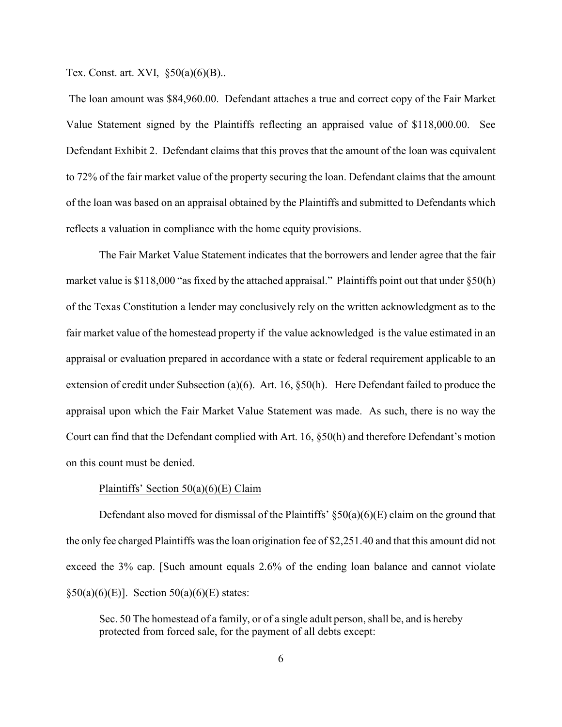Tex. Const. art. XVI, §50(a)(6)(B)..

The loan amount was $84,960.00. Defendant attaches a true and correct copy of the Fair Market Value Statement signed by the Plaintiffs reflecting an appraised value of $118,000.00. See Defendant Exhibit 2. Defendant claims that this proves that the amount of the loan was equivalent to 72% of the fair market value of the property securing the loan. Defendant claims that the amount of the loan was based on an appraisal obtained by the Plaintiffs and submitted to Defendants which reflects a valuation in compliance with the home equity provisions.

The Fair Market Value Statement indicates that the borrowers and lender agree that the fair market value is $118,000 "as fixed by the attached appraisal." Plaintiffs point out that under §50(h) of the Texas Constitution a lender may conclusively rely on the written acknowledgment as to the fair market value of the homestead property if the value acknowledged is the value estimated in an appraisal or evaluation prepared in accordance with a state or federal requirement applicable to an extension of credit under Subsection (a)(6). Art. 16, §50(h). Here Defendant failed to produce the appraisal upon which the Fair Market Value Statement was made. As such, there is no way the Court can find that the Defendant complied with Art. 16, §50(h) and therefore Defendant's motion on this count must be denied.

Plaintiffs' Section 50(a)(6)(E) Claim

Defendant also moved for dismissal of the Plaintiffs' §50(a)(6)(E) claim on the ground that the only fee charged Plaintiffs was the loan origination fee of $2,251.40 and that this amount did not exceed the 3% cap. [Such amount equals 2.6% of the ending loan balance and cannot violate §50(a)(6)(E)]. Section 50(a)(6)(E) states:

> Sec. 50 The homestead of a family, or of a single adult person, shall be, and is hereby protected from forced sale, for the payment of all debts except: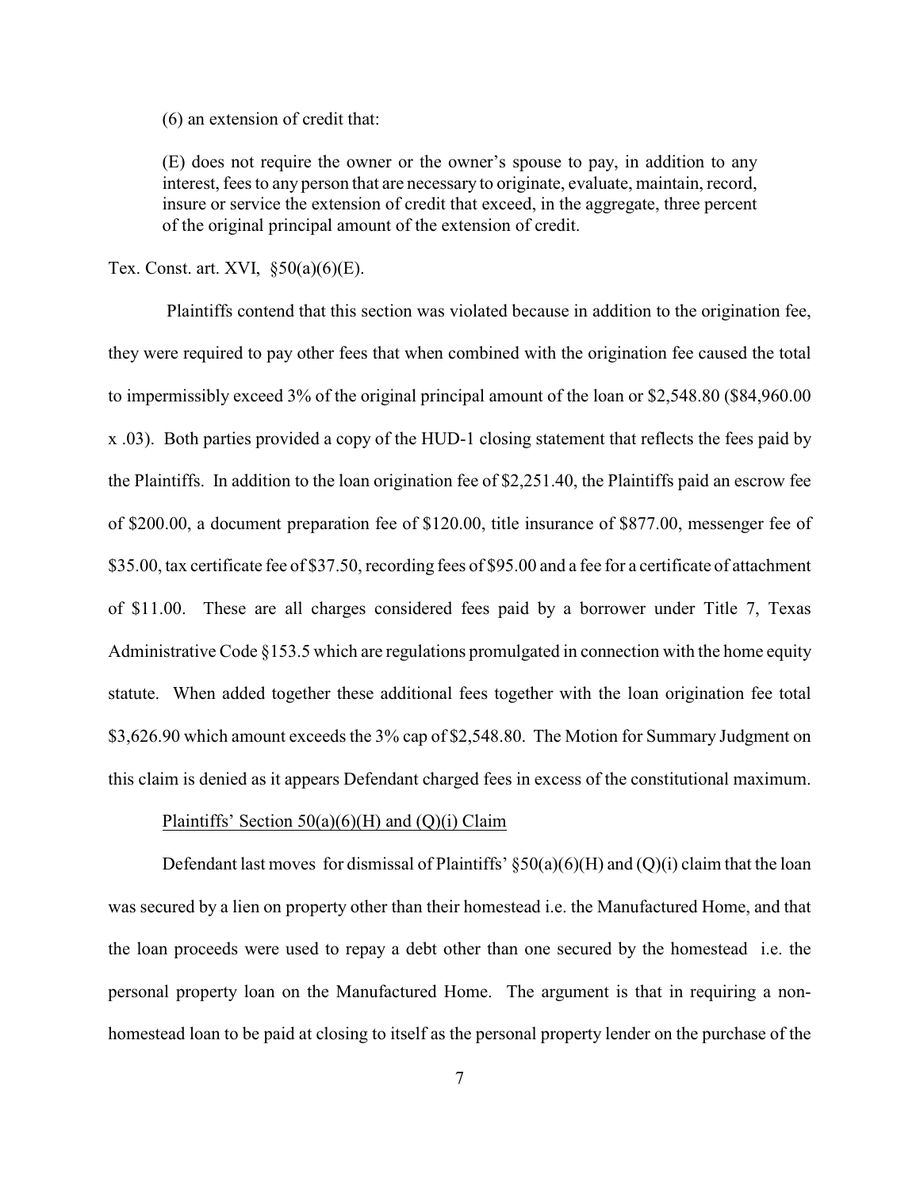(6) an extension of credit that:

> (E) does not require the owner or the owner's spouse to pay, in addition to any interest, fees to any person that are necessary to originate, evaluate, maintain, record, insure or service the extension of credit that exceed, in the aggregate, three percent of the original principal amount of the extension of credit.

Tex. Const. art. XVI, §50(a)(6)(E).

Plaintiffs contend that this section was violated because in addition to the origination fee, they were required to pay other fees that when combined with the origination fee caused the total to impermissibly exceed 3% of the original principal amount of the loan or $2,548.80 ($84,960.00 x .03). Both parties provided a copy of the HUD-1 closing statement that reflects the fees paid by the Plaintiffs. In addition to the loan origination fee of $2,251.40, the Plaintiffs paid an escrow fee of $200.00, a document preparation fee of $120.00, title insurance of $877.00, messenger fee of $35.00, tax certificate fee of $37.50, recording fees of $95.00 and a fee for a certificate of attachment of $11.00. These are all charges considered fees paid by a borrower under Title 7, Texas Administrative Code §153.5 which are regulations promulgated in connection with the home equity statute. When added together these additional fees together with the loan origination fee total $3,626.90 which amount exceeds the 3% cap of $2,548.80. The Motion for Summary Judgment on this claim is denied as it appears Defendant charged fees in excess of the constitutional maximum.

<u>Plaintiffs' Section 50(a)(6)(H) and (Q)(i) Claim</u>

Defendant last moves for dismissal of Plaintiffs' §50(a)(6)(H) and (Q)(i) claim that the loan was secured by a lien on property other than their homestead i.e. the Manufactured Home, and that the loan proceeds were used to repay a debt other than one secured by the homestead i.e. the personal property loan on the Manufactured Home. The argument is that in requiring a non-homestead loan to be paid at closing to itself as the personal property lender on the purchase of the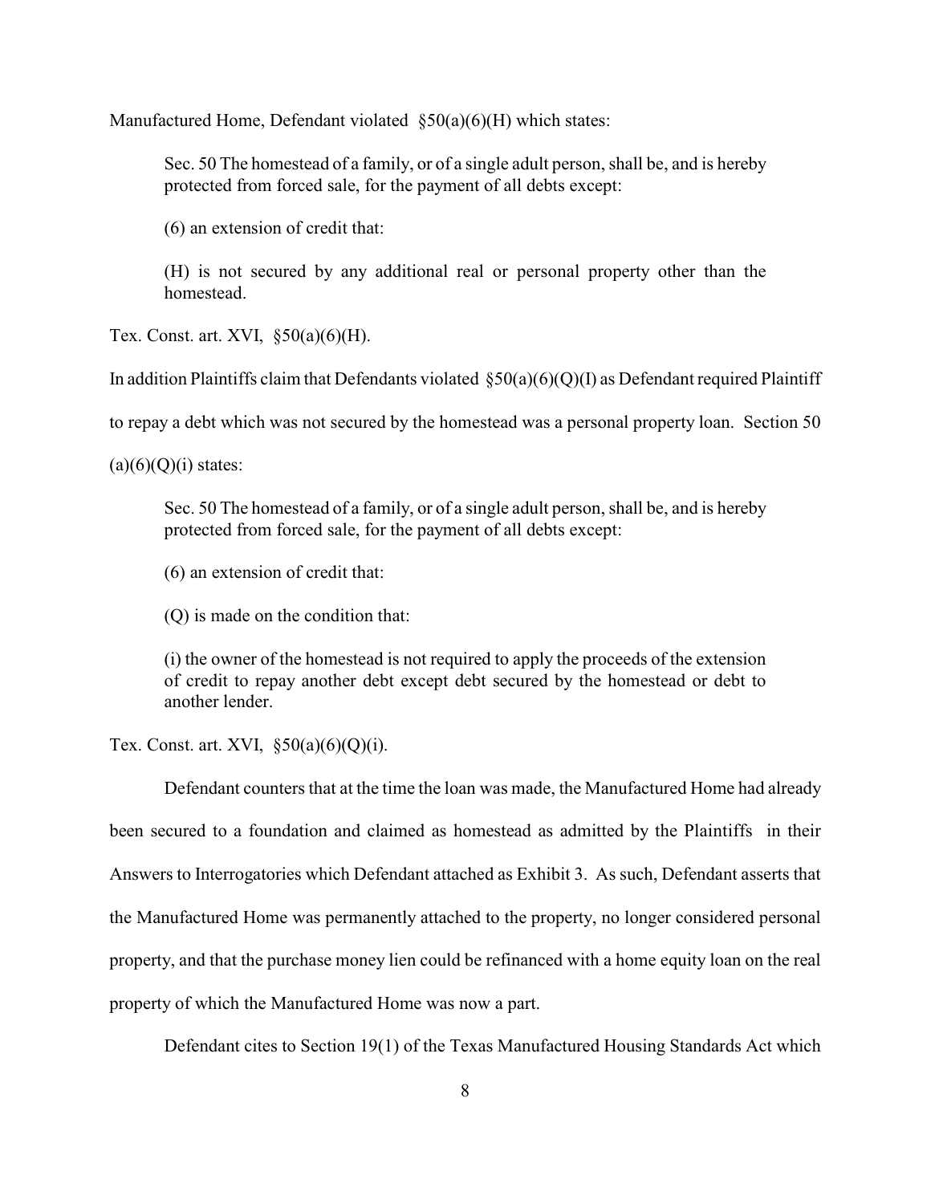Manufactured Home, Defendant violated §50(a)(6)(H) which states:

> Sec. 50 The homestead of a family, or of a single adult person, shall be, and is hereby protected from forced sale, for the payment of all debts except:
>
> (6) an extension of credit that:
>
> (H) is not secured by any additional real or personal property other than the homestead.

Tex. Const. art. XVI, §50(a)(6)(H).

In addition Plaintiffs claim that Defendants violated §50(a)(6)(Q)(I) as Defendant required Plaintiff to repay a debt which was not secured by the homestead was a personal property loan. Section 50 (a)(6)(Q)(i) states:

> Sec. 50 The homestead of a family, or of a single adult person, shall be, and is hereby protected from forced sale, for the payment of all debts except:
>
> (6) an extension of credit that:
>
> (Q) is made on the condition that:
>
> (i) the owner of the homestead is not required to apply the proceeds of the extension of credit to repay another debt except debt secured by the homestead or debt to another lender.

Tex. Const. art. XVI, §50(a)(6)(Q)(i).

Defendant counters that at the time the loan was made, the Manufactured Home had already been secured to a foundation and claimed as homestead as admitted by the Plaintiffs in their Answers to Interrogatories which Defendant attached as Exhibit 3. As such, Defendant asserts that the Manufactured Home was permanently attached to the property, no longer considered personal property, and that the purchase money lien could be refinanced with a home equity loan on the real property of which the Manufactured Home was now a part.

Defendant cites to Section 19(1) of the Texas Manufactured Housing Standards Act which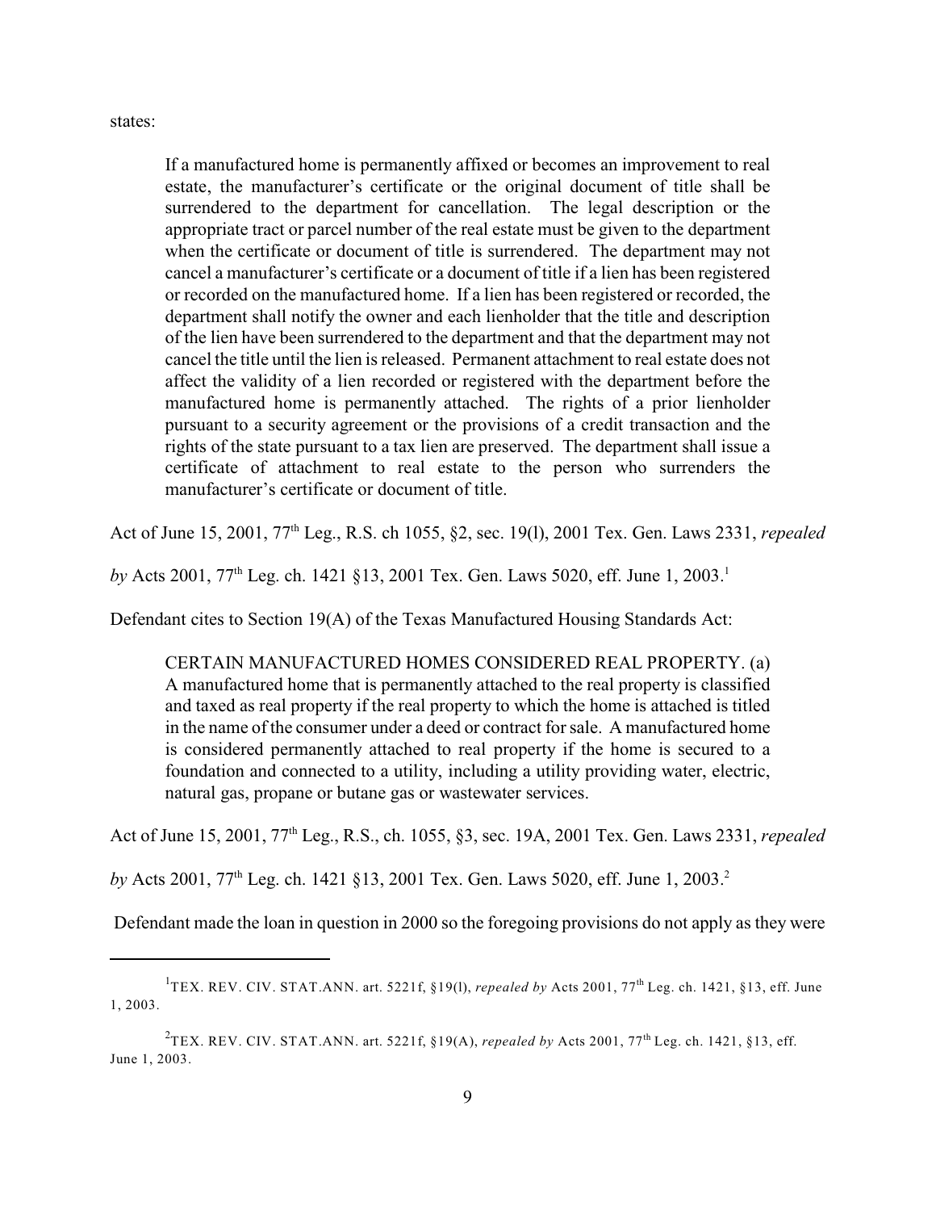states:

> If a manufactured home is permanently affixed or becomes an improvement to real estate, the manufacturer's certificate or the original document of title shall be surrendered to the department for cancellation. The legal description or the appropriate tract or parcel number of the real estate must be given to the department when the certificate or document of title is surrendered. The department may not cancel a manufacturer's certificate or a document of title if a lien has been registered or recorded on the manufactured home. If a lien has been registered or recorded, the department shall notify the owner and each lienholder that the title and description of the lien have been surrendered to the department and that the department may not cancel the title until the lien is released. Permanent attachment to real estate does not affect the validity of a lien recorded or registered with the department before the manufactured home is permanently attached. The rights of a prior lienholder pursuant to a security agreement or the provisions of a credit transaction and the rights of the state pursuant to a tax lien are preserved. The department shall issue a certificate of attachment to real estate to the person who surrenders the manufacturer's certificate or document of title.

Act of June 15, 2001, 77th Leg., R.S. ch 1055, §2, sec. 19(l), 2001 Tex. Gen. Laws 2331, *repealed by* Acts 2001, 77th Leg. ch. 1421 §13, 2001 Tex. Gen. Laws 5020, eff. June 1, 2003.[1]

Defendant cites to Section 19(A) of the Texas Manufactured Housing Standards Act:

> CERTAIN MANUFACTURED HOMES CONSIDERED REAL PROPERTY. (a) A manufactured home that is permanently attached to the real property is classified and taxed as real property if the real property to which the home is attached is titled in the name of the consumer under a deed or contract for sale. A manufactured home is considered permanently attached to real property if the home is secured to a foundation and connected to a utility, including a utility providing water, electric, natural gas, propane or butane gas or wastewater services.

Act of June 15, 2001, 77th Leg., R.S., ch. 1055, §3, sec. 19A, 2001 Tex. Gen. Laws 2331, *repealed by* Acts 2001, 77th Leg. ch. 1421 §13, 2001 Tex. Gen. Laws 5020, eff. June 1, 2003.[2]

Defendant made the loan in question in 2000 so the foregoing provisions do not apply as they were

---

[1] TEX. REV. CIV. STAT.ANN. art. 5221f, §19(l), *repealed by* Acts 2001, 77th Leg. ch. 1421, §13, eff. June 1, 2003.

[2] TEX. REV. CIV. STAT.ANN. art. 5221f, §19(A), *repealed by* Acts 2001, 77th Leg. ch. 1421, §13, eff. June 1, 2003.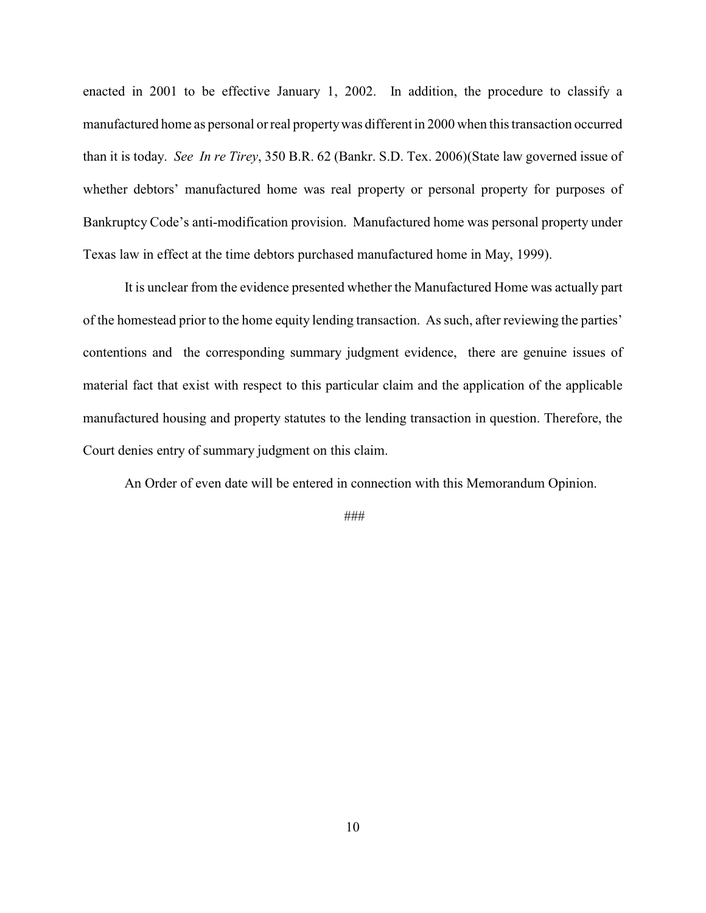enacted in 2001 to be effective January 1, 2002. In addition, the procedure to classify a manufactured home as personal or real property was different in 2000 when this transaction occurred than it is today. *See In re Tirey*, 350 B.R. 62 (Bankr. S.D. Tex. 2006)(State law governed issue of whether debtors' manufactured home was real property or personal property for purposes of Bankruptcy Code's anti-modification provision. Manufactured home was personal property under Texas law in effect at the time debtors purchased manufactured home in May, 1999).

It is unclear from the evidence presented whether the Manufactured Home was actually part of the homestead prior to the home equity lending transaction. As such, after reviewing the parties' contentions and the corresponding summary judgment evidence, there are genuine issues of material fact that exist with respect to this particular claim and the application of the applicable manufactured housing and property statutes to the lending transaction in question. Therefore, the Court denies entry of summary judgment on this claim.

An Order of even date will be entered in connection with this Memorandum Opinion.

###